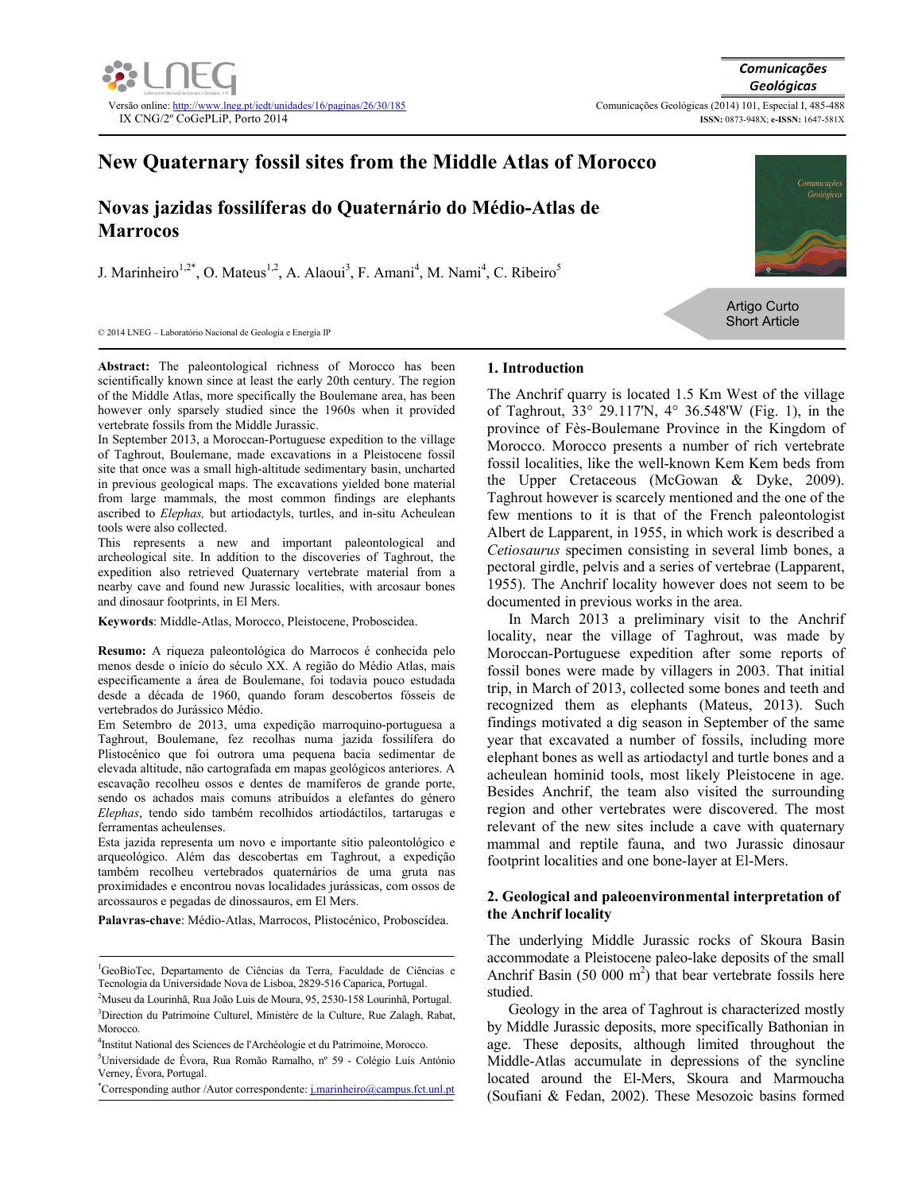# New Quaternary fossil sites from the Middle Atlas of Morocco

## Novas jazidas fossilíferas do Quaternário do Médio-Atlas de Marrocos

J. Marinheiro[1,2*], O. Mateus[1,2], A. Alaoui[3], F. Amani[4], M. Nami[4], C. Ribeiro[5]

Artigo Curto
Short Article

© 2014 LNEG – Laboratório Nacional de Geologia e Energia IP

**Abstract:** The paleontological richness of Morocco has been scientifically known since at least the early 20th century. The region of the Middle Atlas, more specifically the Boulemane area, has been however only sparsely studied since the 1960s when it provided vertebrate fossils from the Middle Jurassic.
In September 2013, a Moroccan-Portuguese expedition to the village of Taghrout, Boulemane, made excavations in a Pleistocene fossil site that once was a small high-altitude sedimentary basin, uncharted in previous geological maps. The excavations yielded bone material from large mammals, the most common findings are elephants ascribed to *Elephas,* but artiodactyls, turtles, and in-situ Acheulean tools were also collected.
This represents a new and important paleontological and archeological site. In addition to the discoveries of Taghrout, the expedition also retrieved Quaternary vertebrate material from a nearby cave and found new Jurassic localities, with arcosaur bones and dinosaur footprints, in El Mers.

**Keywords**: Middle-Atlas, Morocco, Pleistocene, Proboscidea.

**Resumo:** A riqueza paleontológica do Marrocos é conhecida pelo menos desde o início do século XX. A região do Médio Atlas, mais especificamente a área de Boulemane, foi todavia pouco estudada desde a década de 1960, quando foram descobertos fósseis de vertebrados do Jurássico Médio.
Em Setembro de 2013, uma expedição marroquino-portuguesa a Taghrout, Boulemane, fez recolhas numa jazida fossilífera do Plistocénico que foi outrora uma pequena bacia sedimentar de elevada altitude, não cartografada em mapas geológicos anteriores. A escavação recolheu ossos e dentes de mamíferos de grande porte, sendo os achados mais comuns atribuídos a elefantes do género *Elephas*, tendo sido também recolhidos artiodáctilos, tartarugas e ferramentas acheulenses.
Esta jazida representa um novo e importante sítio paleontológico e arqueológico. Além das descobertas em Taghrout, a expedição também recolheu vertebrados quaternários de uma gruta nas proximidades e encontrou novas localidades jurássicas, com ossos de arcossauros e pegadas de dinossauros, em El Mers.

**Palavras-chave**: Médio-Atlas, Marrocos, Plistocénico, Proboscídea.

[1]GeoBioTec, Departamento de Ciências da Terra, Faculdade de Ciências e Tecnologia da Universidade Nova de Lisboa, 2829-516 Caparica, Portugal.
[2]Museu da Lourinhã, Rua João Luis de Moura, 95, 2530-158 Lourinhã, Portugal.
[3]Direction du Patrimoine Culturel, Ministère de la Culture, Rue Zalagh, Rabat, Morocco.
[4]Institut National des Sciences de l'Archéologie et du Patrimoine, Morocco.
[5]Universidade de Évora, Rua Romão Ramalho, nº 59 - Colégio Luís António Verney, Évora, Portugal.
*Corresponding author /Autor correspondente: j.marinheiro@campus.fct.unl.pt

## 1. Introduction

The Anchrif quarry is located 1.5 Km West of the village of Taghrout, 33° 29.117'N, 4° 36.548'W (Fig. 1), in the province of Fès-Boulemane Province in the Kingdom of Morocco. Morocco presents a number of rich vertebrate fossil localities, like the well-known Kem Kem beds from the Upper Cretaceous (McGowan & Dyke, 2009). Taghrout however is scarcely mentioned and the one of the few mentions to it is that of the French paleontologist Albert de Lapparent, in 1955, in which work is described a *Cetiosaurus* specimen consisting in several limb bones, a pectoral girdle, pelvis and a series of vertebrae (Lapparent, 1955). The Anchrif locality however does not seem to be documented in previous works in the area.

In March 2013 a preliminary visit to the Anchrif locality, near the village of Taghrout, was made by Moroccan-Portuguese expedition after some reports of fossil bones were made by villagers in 2003. That initial trip, in March of 2013, collected some bones and teeth and recognized them as elephants (Mateus, 2013). Such findings motivated a dig season in September of the same year that excavated a number of fossils, including more elephant bones as well as artiodactyl and turtle bones and a acheulean hominid tools, most likely Pleistocene in age. Besides Anchrif, the team also visited the surrounding region and other vertebrates were discovered. The most relevant of the new sites include a cave with quaternary mammal and reptile fauna, and two Jurassic dinosaur footprint localities and one bone-layer at El-Mers.

## 2. Geological and paleoenvironmental interpretation of the Anchrif locality

The underlying Middle Jurassic rocks of Skoura Basin accommodate a Pleistocene paleo-lake deposits of the small Anchrif Basin (50 000 m$^2$) that bear vertebrate fossils here studied.

Geology in the area of Taghrout is characterized mostly by Middle Jurassic deposits, more specifically Bathonian in age. These deposits, although limited throughout the Middle-Atlas accumulate in depressions of the syncline located around the El-Mers, Skoura and Marmoucha (Soufiani & Fedan, 2002). These Mesozoic basins formed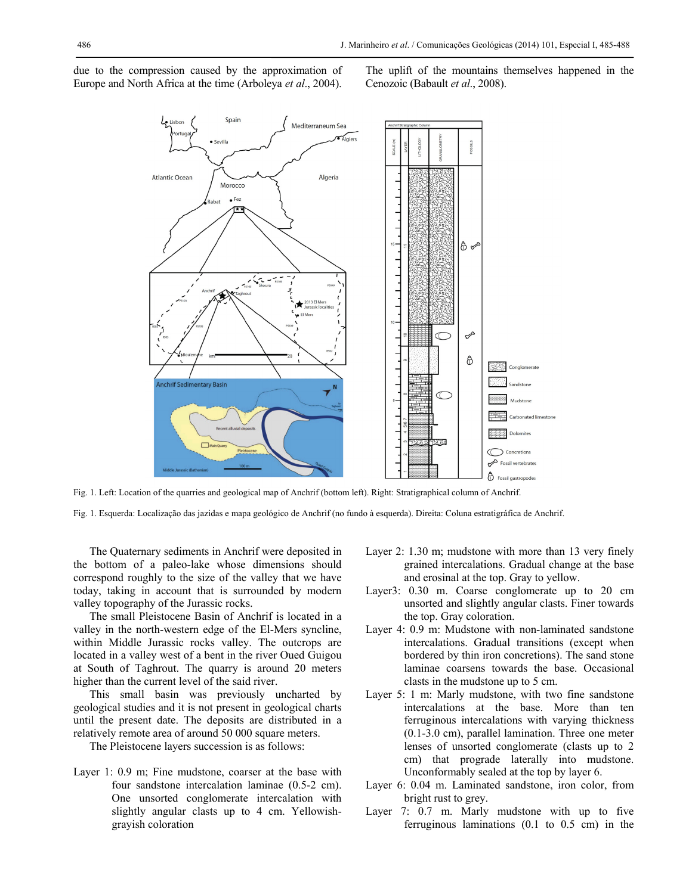due to the compression caused by the approximation of Europe and North Africa at the time (Arboleya *et al*., 2004). The uplift of the mountains themselves happened in the Cenozoic (Babault *et al*., 2008).

Fig. 1. Left: Location of the quarries and geological map of Anchrif (bottom left). Right: Stratigraphical column of Anchrif.

Fig. 1. Esquerda: Localização das jazidas e mapa geológico de Anchrif (no fundo à esquerda). Direita: Coluna estratigráfica de Anchrif.

The Quaternary sediments in Anchrif were deposited in the bottom of a paleo-lake whose dimensions should correspond roughly to the size of the valley that we have today, taking in account that is surrounded by modern valley topography of the Jurassic rocks.

The small Pleistocene Basin of Anchrif is located in a valley in the north-western edge of the El-Mers syncline, within Middle Jurassic rocks valley. The outcrops are located in a valley west of a bent in the river Oued Guigou at South of Taghrout. The quarry is around 20 meters higher than the current level of the said river.

This small basin was previously uncharted by geological studies and it is not present in geological charts until the present date. The deposits are distributed in a relatively remote area of around 50 000 square meters.

The Pleistocene layers succession is as follows:

Layer 1: 0.9 m; Fine mudstone, coarser at the base with four sandstone intercalation laminae (0.5-2 cm). One unsorted conglomerate intercalation with slightly angular clasts up to 4 cm. Yellowish-grayish coloration

Layer 2: 1.30 m; mudstone with more than 13 very finely grained intercalations. Gradual change at the base and erosinal at the top. Gray to yellow.

Layer3: 0.30 m. Coarse conglomerate up to 20 cm unsorted and slightly angular clasts. Finer towards the top. Gray coloration.

Layer 4: 0.9 m: Mudstone with non-laminated sandstone intercalations. Gradual transitions (except when bordered by thin iron concretions). The sand stone laminae coarsens towards the base. Occasional clasts in the mudstone up to 5 cm.

Layer 5: 1 m: Marly mudstone, with two fine sandstone intercalations at the base. More than ten ferruginous intercalations with varying thickness (0.1-3.0 cm), parallel lamination. Three one meter lenses of unsorted conglomerate (clasts up to 2 cm) that prograde laterally into mudstone. Unconformably sealed at the top by layer 6.

Layer 6: 0.04 m. Laminated sandstone, iron color, from bright rust to grey.

Layer 7: 0.7 m. Marly mudstone with up to five ferruginous laminations (0.1 to 0.5 cm) in the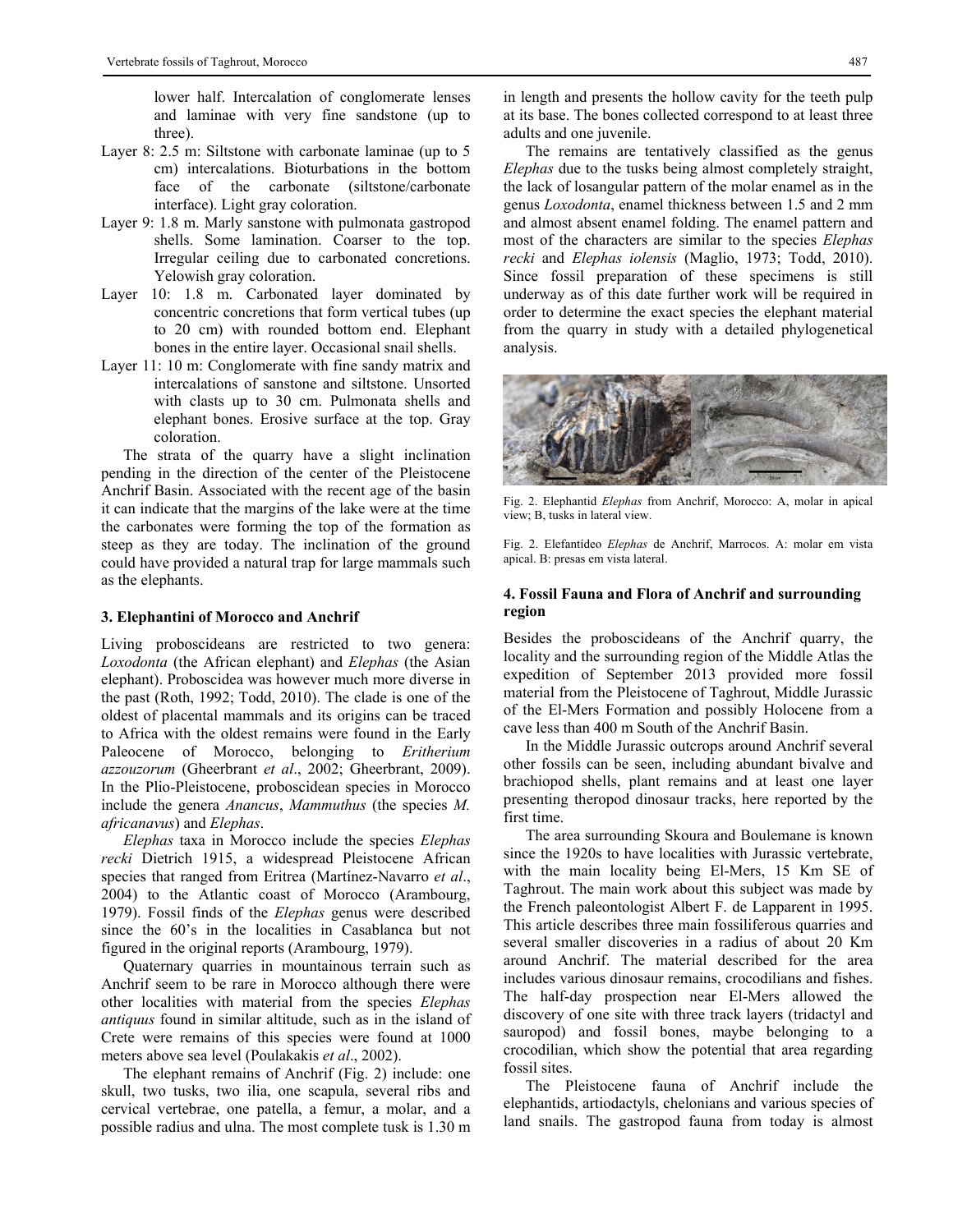lower half. Intercalation of conglomerate lenses and laminae with very fine sandstone (up to three).

Layer 8: 2.5 m: Siltstone with carbonate laminae (up to 5 cm) intercalations. Bioturbations in the bottom face of the carbonate (siltstone/carbonate interface). Light gray coloration.

Layer 9: 1.8 m. Marly sanstone with pulmonata gastropod shells. Some lamination. Coarser to the top. Irregular ceiling due to carbonated concretions. Yelowish gray coloration.

Layer 10: 1.8 m. Carbonated layer dominated by concentric concretions that form vertical tubes (up to 20 cm) with rounded bottom end. Elephant bones in the entire layer. Occasional snail shells.

Layer 11: 10 m: Conglomerate with fine sandy matrix and intercalations of sanstone and siltstone. Unsorted with clasts up to 30 cm. Pulmonata shells and elephant bones. Erosive surface at the top. Gray coloration.

The strata of the quarry have a slight inclination pending in the direction of the center of the Pleistocene Anchrif Basin. Associated with the recent age of the basin it can indicate that the margins of the lake were at the time the carbonates were forming the top of the formation as steep as they are today. The inclination of the ground could have provided a natural trap for large mammals such as the elephants.

### 3. Elephantini of Morocco and Anchrif

Living proboscideans are restricted to two genera: *Loxodonta* (the African elephant) and *Elephas* (the Asian elephant). Proboscidea was however much more diverse in the past (Roth, 1992; Todd, 2010). The clade is one of the oldest of placental mammals and its origins can be traced to Africa with the oldest remains were found in the Early Paleocene of Morocco, belonging to *Eritherium azzouzorum* (Gheerbrant *et al*., 2002; Gheerbrant, 2009). In the Plio-Pleistocene, proboscidean species in Morocco include the genera *Anancus*, *Mammuthus* (the species *M. africanavus*) and *Elephas*.

*Elephas* taxa in Morocco include the species *Elephas recki* Dietrich 1915, a widespread Pleistocene African species that ranged from Eritrea (Martínez-Navarro *et al*., 2004) to the Atlantic coast of Morocco (Arambourg, 1979). Fossil finds of the *Elephas* genus were described since the 60's in the localities in Casablanca but not figured in the original reports (Arambourg, 1979).

Quaternary quarries in mountainous terrain such as Anchrif seem to be rare in Morocco although there were other localities with material from the species *Elephas antiquus* found in similar altitude, such as in the island of Crete were remains of this species were found at 1000 meters above sea level (Poulakakis *et al*., 2002).

The elephant remains of Anchrif (Fig. 2) include: one skull, two tusks, two ilia, one scapula, several ribs and cervical vertebrae, one patella, a femur, a molar, and a possible radius and ulna. The most complete tusk is 1.30 m in length and presents the hollow cavity for the teeth pulp at its base. The bones collected correspond to at least three adults and one juvenile.

The remains are tentatively classified as the genus *Elephas* due to the tusks being almost completely straight, the lack of losangular pattern of the molar enamel as in the genus *Loxodonta*, enamel thickness between 1.5 and 2 mm and almost absent enamel folding. The enamel pattern and most of the characters are similar to the species *Elephas recki* and *Elephas iolensis* (Maglio, 1973; Todd, 2010). Since fossil preparation of these specimens is still underway as of this date further work will be required in order to determine the exact species the elephant material from the quarry in study with a detailed phylogenetical analysis.

Fig. 2. Elephantid *Elephas* from Anchrif, Morocco: A, molar in apical view; B, tusks in lateral view.

Fig. 2. Elefantídeo *Elephas* de Anchrif, Marrocos. A: molar em vista apical. B: presas em vista lateral.

### 4. Fossil Fauna and Flora of Anchrif and surrounding region

Besides the proboscideans of the Anchrif quarry, the locality and the surrounding region of the Middle Atlas the expedition of September 2013 provided more fossil material from the Pleistocene of Taghrout, Middle Jurassic of the El-Mers Formation and possibly Holocene from a cave less than 400 m South of the Anchrif Basin.

In the Middle Jurassic outcrops around Anchrif several other fossils can be seen, including abundant bivalve and brachiopod shells, plant remains and at least one layer presenting theropod dinosaur tracks, here reported by the first time.

The area surrounding Skoura and Boulemane is known since the 1920s to have localities with Jurassic vertebrate, with the main locality being El-Mers, 15 Km SE of Taghrout. The main work about this subject was made by the French paleontologist Albert F. de Lapparent in 1995. This article describes three main fossiliferous quarries and several smaller discoveries in a radius of about 20 Km around Anchrif. The material described for the area includes various dinosaur remains, crocodilians and fishes. The half-day prospection near El-Mers allowed the discovery of one site with three track layers (tridactyl and sauropod) and fossil bones, maybe belonging to a crocodilian, which show the potential that area regarding fossil sites.

The Pleistocene fauna of Anchrif include the elephantids, artiodactyls, chelonians and various species of land snails. The gastropod fauna from today is almost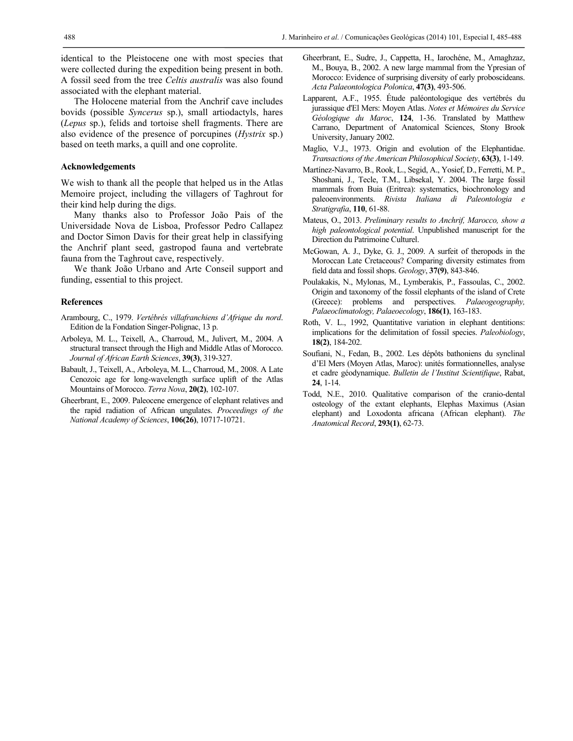identical to the Pleistocene one with most species that were collected during the expedition being present in both. A fossil seed from the tree *Celtis australis* was also found associated with the elephant material.

The Holocene material from the Anchrif cave includes bovids (possible *Syncerus* sp.), small artiodactyls, hares (*Lepus* sp.), felids and tortoise shell fragments. There are also evidence of the presence of porcupines (*Hystrix* sp.) based on teeth marks, a quill and one coprolite.

## Acknowledgements

We wish to thank all the people that helped us in the Atlas Memoire project, including the villagers of Taghrout for their kind help during the digs.

Many thanks also to Professor João Pais of the Universidade Nova de Lisboa, Professor Pedro Callapez and Doctor Simon Davis for their great help in classifying the Anchrif plant seed, gastropod fauna and vertebrate fauna from the Taghrout cave, respectively.

We thank João Urbano and Arte Conseil support and funding, essential to this project.

## References

Arambourg, C., 1979. *Vertébrés villafranchiens d'Afrique du nord*. Edition de la Fondation Singer-Polignac, 13 p.

Arboleya, M. L., Teixell, A., Charroud, M., Julivert, M., 2004. A structural transect through the High and Middle Atlas of Morocco. *Journal of African Earth Sciences*, **39(3)**, 319-327.

Babault, J., Teixell, A., Arboleya, M. L., Charroud, M., 2008. A Late Cenozoic age for long-wavelength surface uplift of the Atlas Mountains of Morocco. *Terra Nova*, **20(2)**, 102-107.

Gheerbrant, E., 2009. Paleocene emergence of elephant relatives and the rapid radiation of African ungulates. *Proceedings of the National Academy of Sciences*, **106(26)**, 10717-10721.

Gheerbrant, E., Sudre, J., Cappetta, H., Iarochéne, M., Amaghzaz, M., Bouya, B., 2002. A new large mammal from the Ypresian of Morocco: Evidence of surprising diversity of early proboscideans. *Acta Palaeontologica Polonica*, **47(3)**, 493-506.

Lapparent, A.F., 1955. Étude paléontologique des vertébrés du jurassique d'El Mers: Moyen Atlas. *Notes et Mémoires du Service Géologique du Maroc*, **124**, 1-36. Translated by Matthew Carrano, Department of Anatomical Sciences, Stony Brook University, January 2002.

Maglio, V.J., 1973. Origin and evolution of the Elephantidae. *Transactions of the American Philosophical Society*, **63(3)**, 1-149.

Martínez-Navarro, B., Rook, L., Segid, A., Yosief, D., Ferretti, M. P., Shoshani, J., Tecle, T.M., Libsekal, Y. 2004. The large fossil mammals from Buia (Eritrea): systematics, biochronology and paleoenvironments. *Rivista Italiana di Paleontologia e Stratigrafia*, **110**, 61-88.

Mateus, O., 2013. *Preliminary results to Anchrif, Marocco, show a high paleontological potential*. Unpublished manuscript for the Direction du Patrimoine Culturel.

McGowan, A. J., Dyke, G. J., 2009. A surfeit of theropods in the Moroccan Late Cretaceous? Comparing diversity estimates from field data and fossil shops. *Geology*, **37(9)**, 843-846.

Poulakakis, N., Mylonas, M., Lymberakis, P., Fassoulas, C., 2002. Origin and taxonomy of the fossil elephants of the island of Crete (Greece): problems and perspectives. *Palaeogeography, Palaeoclimatology, Palaeoecology*, **186(1)**, 163-183.

Roth, V. L., 1992, Quantitative variation in elephant dentitions: implications for the delimitation of fossil species. *Paleobiology*, **18(2)**, 184-202.

Soufiani, N., Fedan, B., 2002. Les dépôts bathoniens du synclinal d'El Mers (Moyen Atlas, Maroc): unités formationnelles, analyse et cadre géodynamique. *Bulletin de l'Institut Scientifique*, Rabat, **24**, 1-14.

Todd, N.E., 2010. Qualitative comparison of the cranio-dental osteology of the extant elephants, Elephas Maximus (Asian elephant) and Loxodonta africana (African elephant). *The Anatomical Record*, **293(1)**, 62-73.